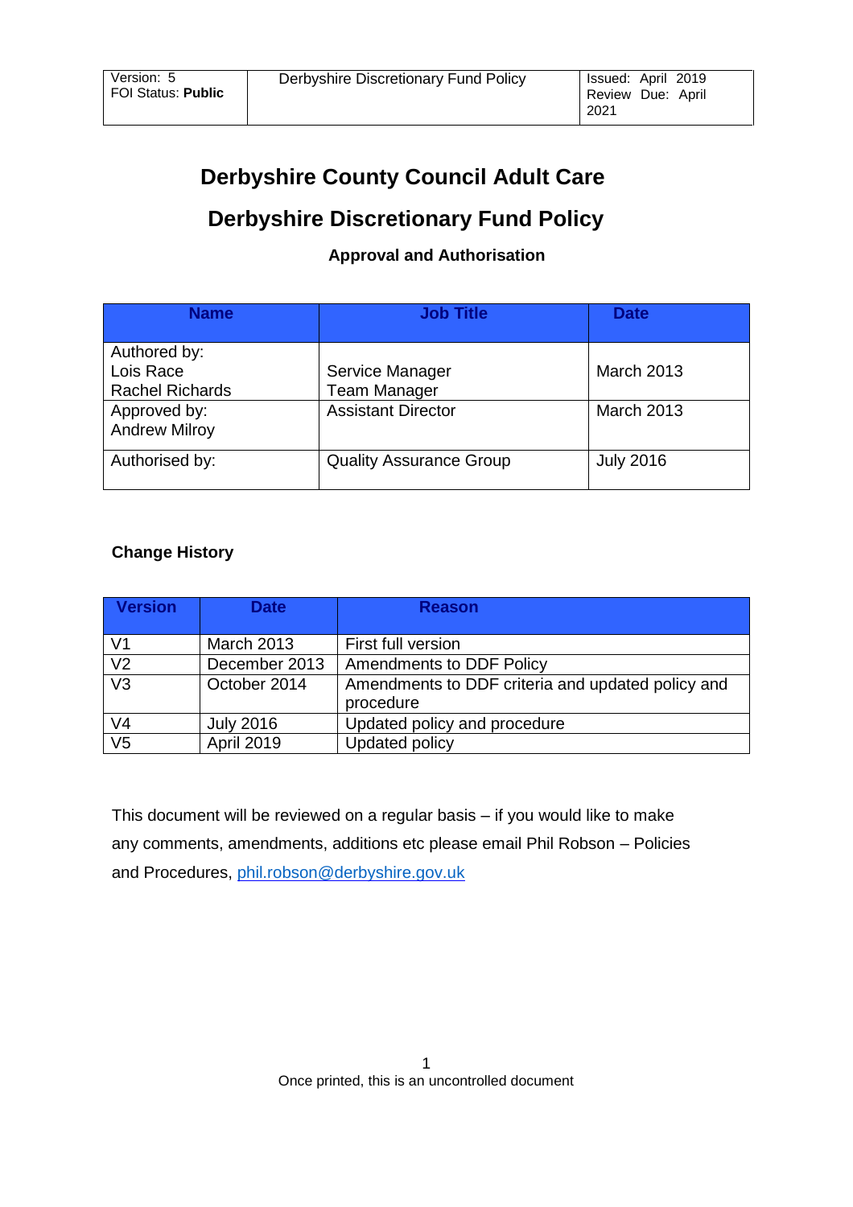| Version: 5<br>FOI Status: **Public** | Derbyshire Discretionary Fund Policy | Issued: April 2019<br>Review Due: April 2021 |
|---|---|---|

# Derbyshire County Council Adult Care

# Derbyshire Discretionary Fund Policy

### Approval and Authorisation

| Name | Job Title | Date |
|---|---|---|
| Authored by:<br>Lois Race<br>Rachel Richards | <br>Service Manager<br>Team Manager | March 2013 |
| Approved by:<br>Andrew Milroy | Assistant Director | March 2013 |
| Authorised by: | Quality Assurance Group | July 2016 |

### Change History

| Version | Date | Reason |
|---|---|---|
| V1 | March 2013 | First full version |
| V2 | December 2013 | Amendments to DDF Policy |
| V3 | October 2014 | Amendments to DDF criteria and updated policy and procedure |
| V4 | July 2016 | Updated policy and procedure |
| V5 | April 2019 | Updated policy |

This document will be reviewed on a regular basis – if you would like to make any comments, amendments, additions etc please email Phil Robson – Policies and Procedures, phil.robson@derbyshire.gov.uk

Once printed, this is an uncontrolled document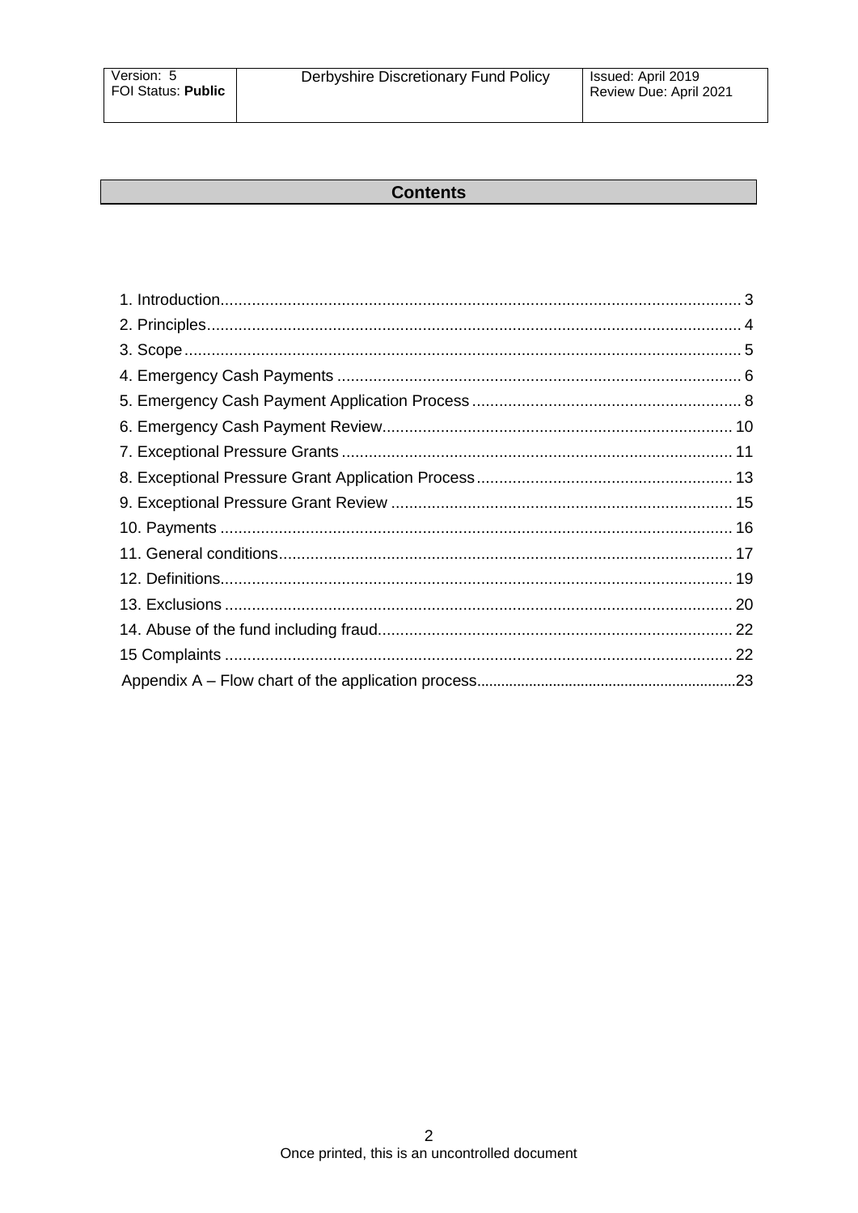## Contents

1. Introduction ..... 3
2. Principles ..... 4
3. Scope ..... 5
4. Emergency Cash Payments ..... 6
5. Emergency Cash Payment Application Process ..... 8
6. Emergency Cash Payment Review ..... 10
7. Exceptional Pressure Grants ..... 11
8. Exceptional Pressure Grant Application Process ..... 13
9. Exceptional Pressure Grant Review ..... 15
10. Payments ..... 16
11. General conditions ..... 17
12. Definitions ..... 19
13. Exclusions ..... 20
14. Abuse of the fund including fraud ..... 22
15 Complaints ..... 22

Appendix A – Flow chart of the application process ..... 23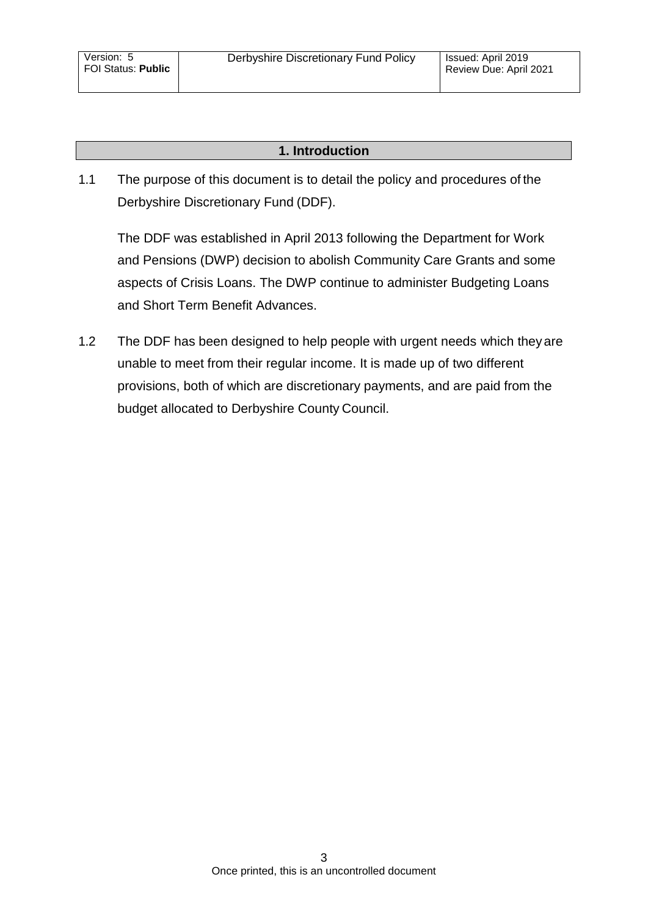## 1. Introduction

1.1 The purpose of this document is to detail the policy and procedures of the Derbyshire Discretionary Fund (DDF).

The DDF was established in April 2013 following the Department for Work and Pensions (DWP) decision to abolish Community Care Grants and some aspects of Crisis Loans. The DWP continue to administer Budgeting Loans and Short Term Benefit Advances.

1.2 The DDF has been designed to help people with urgent needs which they are unable to meet from their regular income. It is made up of two different provisions, both of which are discretionary payments, and are paid from the budget allocated to Derbyshire County Council.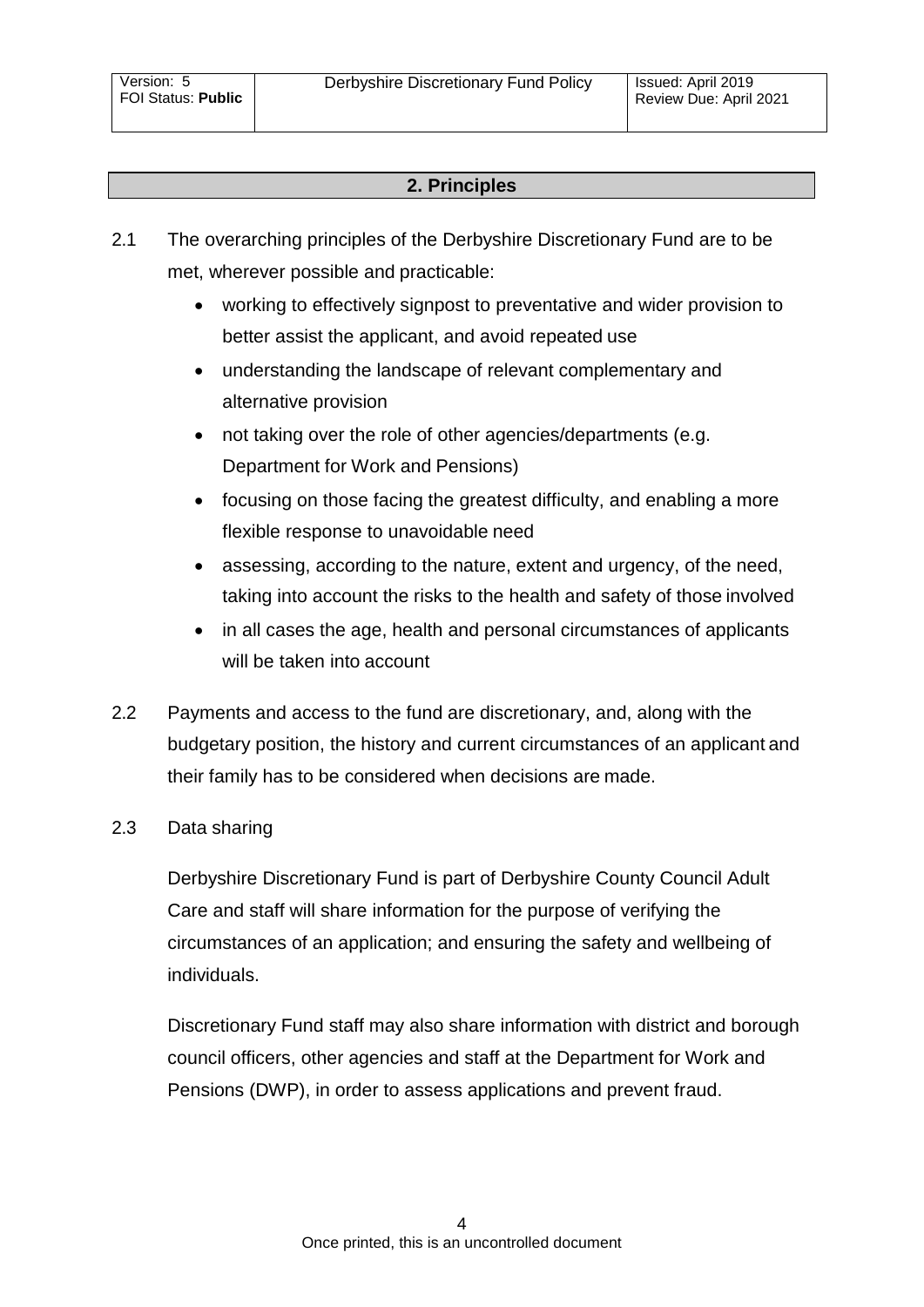## 2. Principles

2.1 The overarching principles of the Derbyshire Discretionary Fund are to be met, wherever possible and practicable:

- working to effectively signpost to preventative and wider provision to better assist the applicant, and avoid repeated use
- understanding the landscape of relevant complementary and alternative provision
- not taking over the role of other agencies/departments (e.g. Department for Work and Pensions)
- focusing on those facing the greatest difficulty, and enabling a more flexible response to unavoidable need
- assessing, according to the nature, extent and urgency, of the need, taking into account the risks to the health and safety of those involved
- in all cases the age, health and personal circumstances of applicants will be taken into account

2.2 Payments and access to the fund are discretionary, and, along with the budgetary position, the history and current circumstances of an applicant and their family has to be considered when decisions are made.

2.3 Data sharing

Derbyshire Discretionary Fund is part of Derbyshire County Council Adult Care and staff will share information for the purpose of verifying the circumstances of an application; and ensuring the safety and wellbeing of individuals.

Discretionary Fund staff may also share information with district and borough council officers, other agencies and staff at the Department for Work and Pensions (DWP), in order to assess applications and prevent fraud.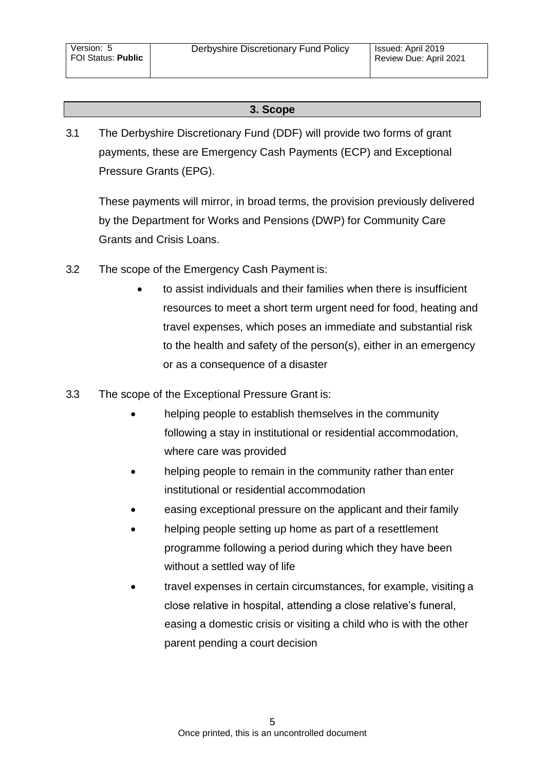## 3. Scope

3.1 The Derbyshire Discretionary Fund (DDF) will provide two forms of grant payments, these are Emergency Cash Payments (ECP) and Exceptional Pressure Grants (EPG).

These payments will mirror, in broad terms, the provision previously delivered by the Department for Works and Pensions (DWP) for Community Care Grants and Crisis Loans.

3.2 The scope of the Emergency Cash Payment is:

- to assist individuals and their families when there is insufficient resources to meet a short term urgent need for food, heating and travel expenses, which poses an immediate and substantial risk to the health and safety of the person(s), either in an emergency or as a consequence of a disaster

3.3 The scope of the Exceptional Pressure Grant is:

- helping people to establish themselves in the community following a stay in institutional or residential accommodation, where care was provided
- helping people to remain in the community rather than enter institutional or residential accommodation
- easing exceptional pressure on the applicant and their family
- helping people setting up home as part of a resettlement programme following a period during which they have been without a settled way of life
- travel expenses in certain circumstances, for example, visiting a close relative in hospital, attending a close relative's funeral, easing a domestic crisis or visiting a child who is with the other parent pending a court decision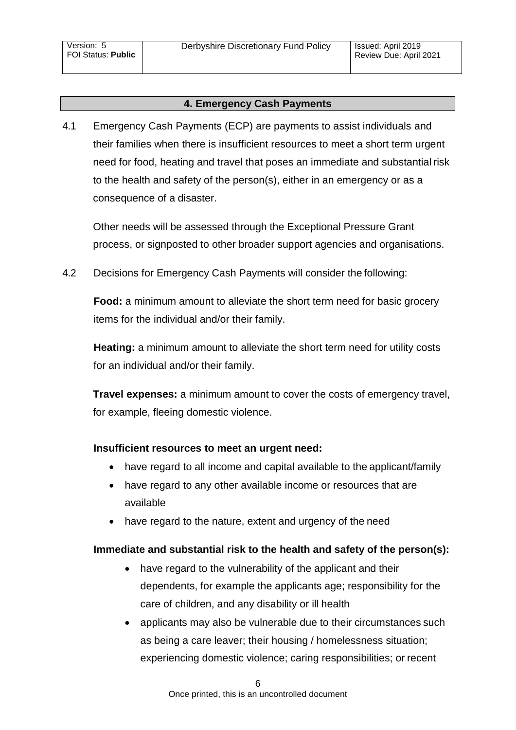## 4. Emergency Cash Payments

4.1 Emergency Cash Payments (ECP) are payments to assist individuals and their families when there is insufficient resources to meet a short term urgent need for food, heating and travel that poses an immediate and substantial risk to the health and safety of the person(s), either in an emergency or as a consequence of a disaster.

Other needs will be assessed through the Exceptional Pressure Grant process, or signposted to other broader support agencies and organisations.

4.2 Decisions for Emergency Cash Payments will consider the following:

**Food:** a minimum amount to alleviate the short term need for basic grocery items for the individual and/or their family.

**Heating:** a minimum amount to alleviate the short term need for utility costs for an individual and/or their family.

**Travel expenses:** a minimum amount to cover the costs of emergency travel, for example, fleeing domestic violence.

**Insufficient resources to meet an urgent need:**

- have regard to all income and capital available to the applicant/family
- have regard to any other available income or resources that are available
- have regard to the nature, extent and urgency of the need

**Immediate and substantial risk to the health and safety of the person(s):**

- have regard to the vulnerability of the applicant and their dependents, for example the applicants age; responsibility for the care of children, and any disability or ill health
- applicants may also be vulnerable due to their circumstances such as being a care leaver; their housing / homelessness situation; experiencing domestic violence; caring responsibilities; or recent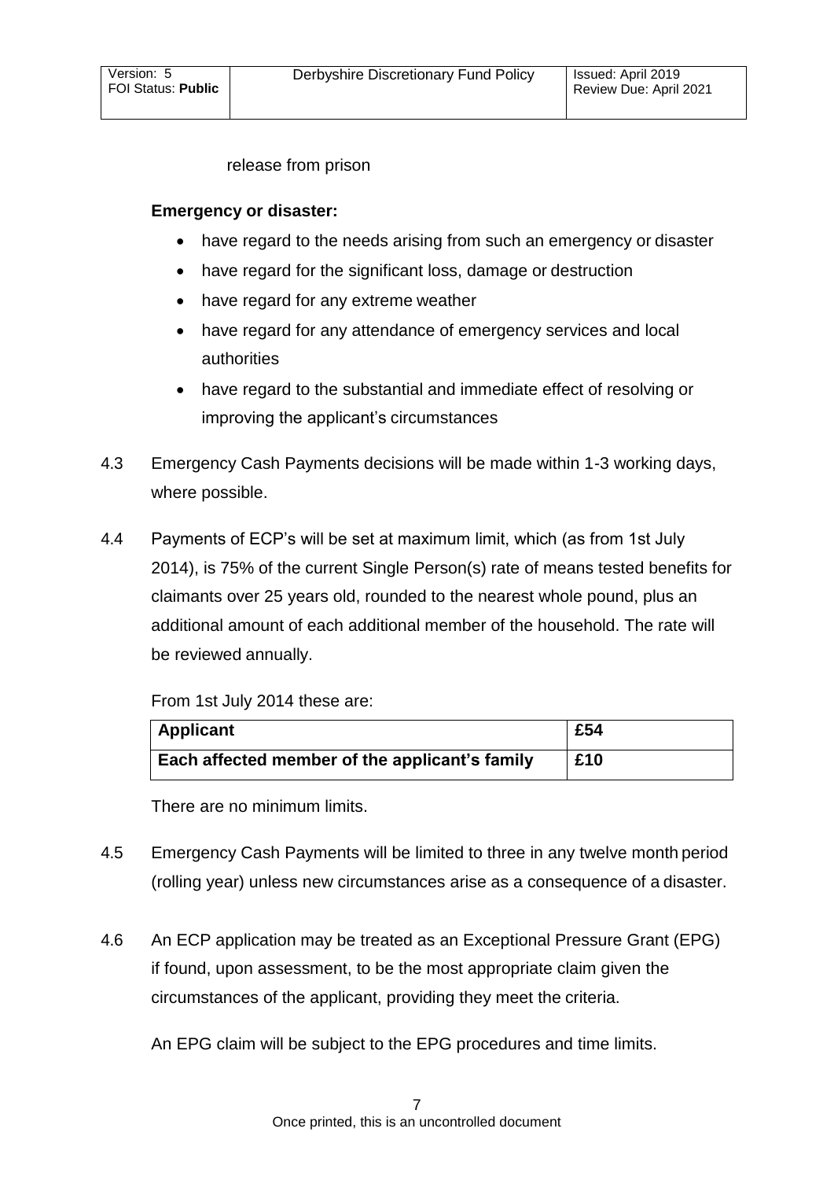release from prison

**Emergency or disaster:**

- have regard to the needs arising from such an emergency or disaster
- have regard for the significant loss, damage or destruction
- have regard for any extreme weather
- have regard for any attendance of emergency services and local authorities
- have regard to the substantial and immediate effect of resolving or improving the applicant's circumstances

4.3 Emergency Cash Payments decisions will be made within 1-3 working days, where possible.

4.4 Payments of ECP's will be set at maximum limit, which (as from 1st July 2014), is 75% of the current Single Person(s) rate of means tested benefits for claimants over 25 years old, rounded to the nearest whole pound, plus an additional amount of each additional member of the household. The rate will be reviewed annually.

From 1st July 2014 these are:

| **Applicant** | **£54** |
|---|---|
| **Each affected member of the applicant's family** | **£10** |

There are no minimum limits.

4.5 Emergency Cash Payments will be limited to three in any twelve month period (rolling year) unless new circumstances arise as a consequence of a disaster.

4.6 An ECP application may be treated as an Exceptional Pressure Grant (EPG) if found, upon assessment, to be the most appropriate claim given the circumstances of the applicant, providing they meet the criteria.

An EPG claim will be subject to the EPG procedures and time limits.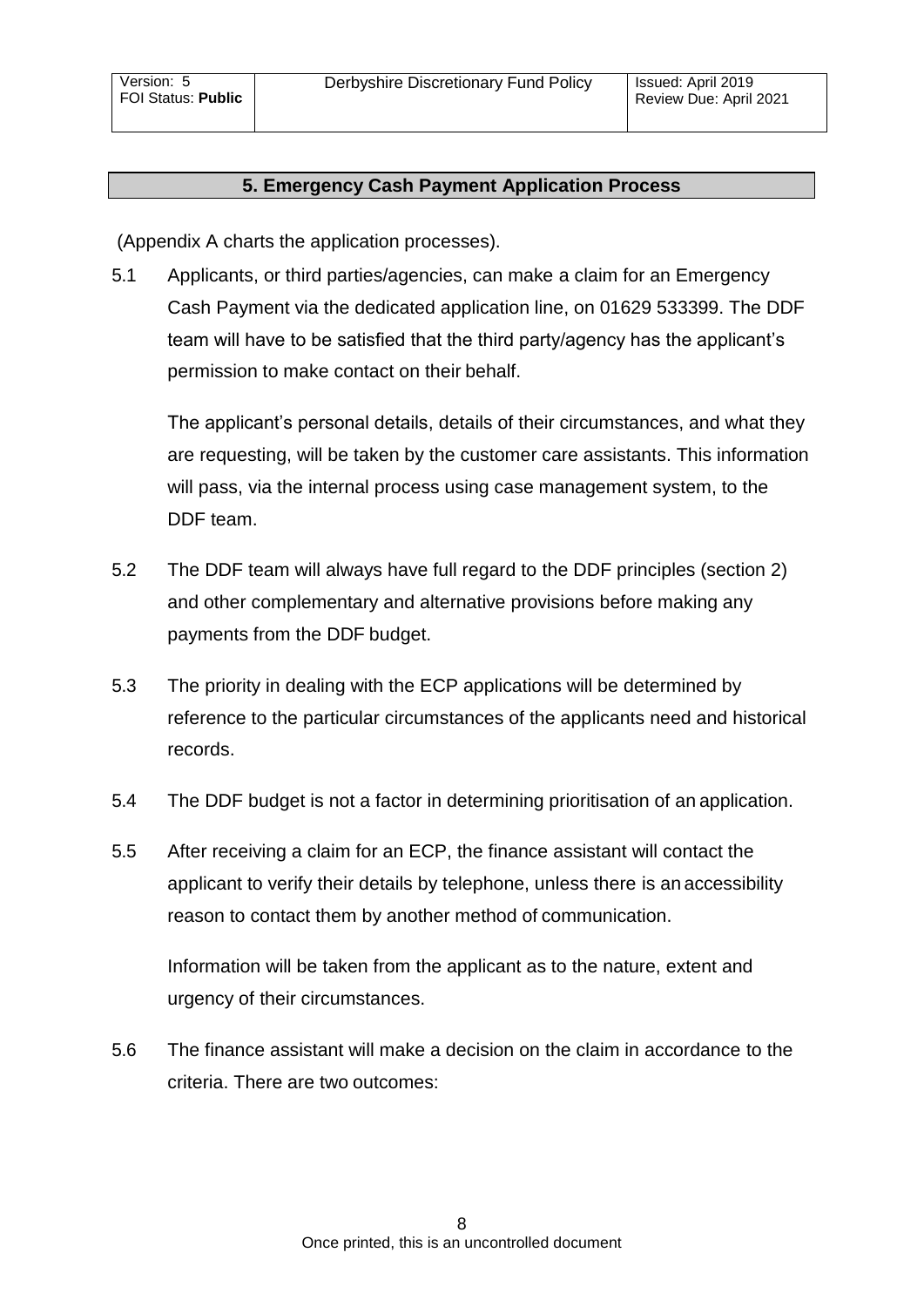## 5. Emergency Cash Payment Application Process

(Appendix A charts the application processes).

5.1 Applicants, or third parties/agencies, can make a claim for an Emergency Cash Payment via the dedicated application line, on 01629 533399. The DDF team will have to be satisfied that the third party/agency has the applicant's permission to make contact on their behalf.

The applicant's personal details, details of their circumstances, and what they are requesting, will be taken by the customer care assistants. This information will pass, via the internal process using case management system, to the DDF team.

5.2 The DDF team will always have full regard to the DDF principles (section 2) and other complementary and alternative provisions before making any payments from the DDF budget.

5.3 The priority in dealing with the ECP applications will be determined by reference to the particular circumstances of the applicants need and historical records.

5.4 The DDF budget is not a factor in determining prioritisation of an application.

5.5 After receiving a claim for an ECP, the finance assistant will contact the applicant to verify their details by telephone, unless there is an accessibility reason to contact them by another method of communication.

Information will be taken from the applicant as to the nature, extent and urgency of their circumstances.

5.6 The finance assistant will make a decision on the claim in accordance to the criteria. There are two outcomes: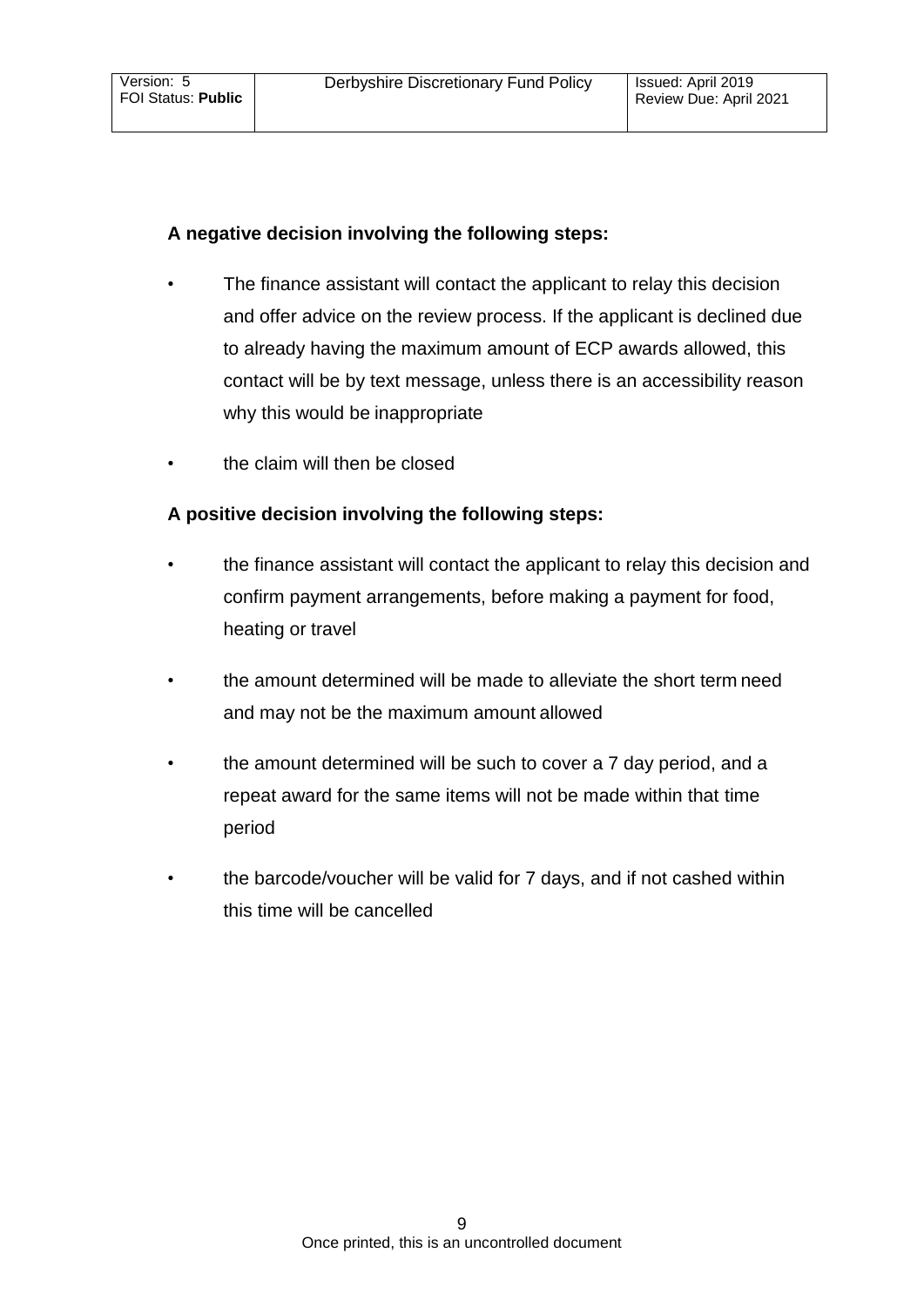**A negative decision involving the following steps:**

- The finance assistant will contact the applicant to relay this decision and offer advice on the review process. If the applicant is declined due to already having the maximum amount of ECP awards allowed, this contact will be by text message, unless there is an accessibility reason why this would be inappropriate
- the claim will then be closed

**A positive decision involving the following steps:**

- the finance assistant will contact the applicant to relay this decision and confirm payment arrangements, before making a payment for food, heating or travel
- the amount determined will be made to alleviate the short term need and may not be the maximum amount allowed
- the amount determined will be such to cover a 7 day period, and a repeat award for the same items will not be made within that time period
- the barcode/voucher will be valid for 7 days, and if not cashed within this time will be cancelled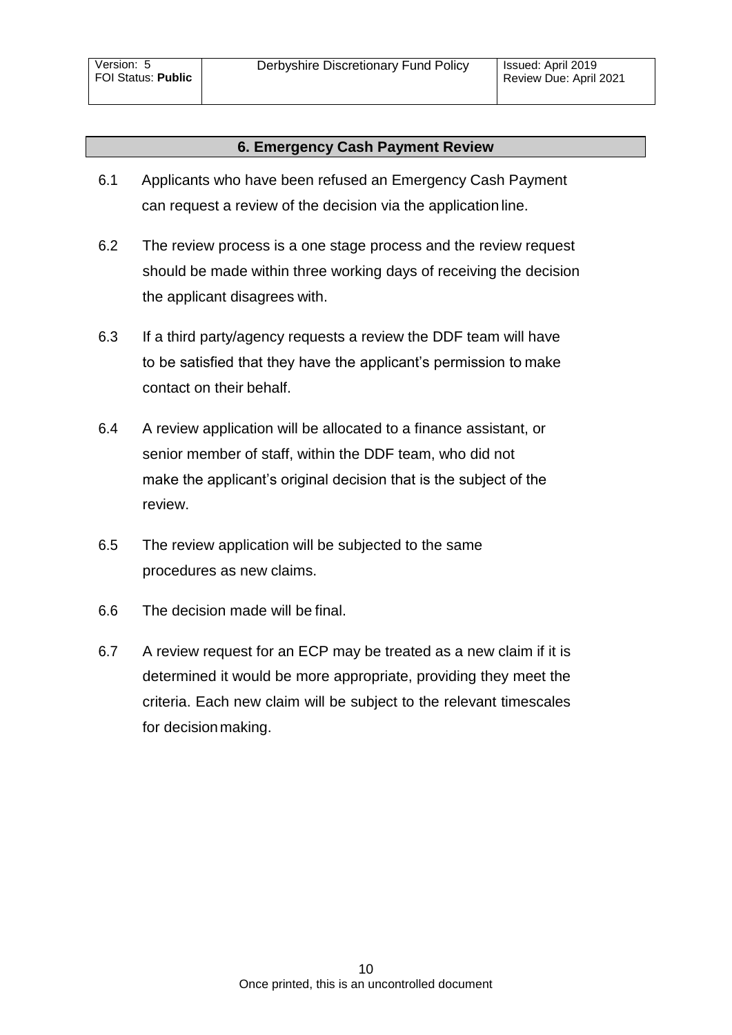## 6. Emergency Cash Payment Review

6.1 Applicants who have been refused an Emergency Cash Payment can request a review of the decision via the application line.

6.2 The review process is a one stage process and the review request should be made within three working days of receiving the decision the applicant disagrees with.

6.3 If a third party/agency requests a review the DDF team will have to be satisfied that they have the applicant's permission to make contact on their behalf.

6.4 A review application will be allocated to a finance assistant, or senior member of staff, within the DDF team, who did not make the applicant's original decision that is the subject of the review.

6.5 The review application will be subjected to the same procedures as new claims.

6.6 The decision made will be final.

6.7 A review request for an ECP may be treated as a new claim if it is determined it would be more appropriate, providing they meet the criteria. Each new claim will be subject to the relevant timescales for decision making.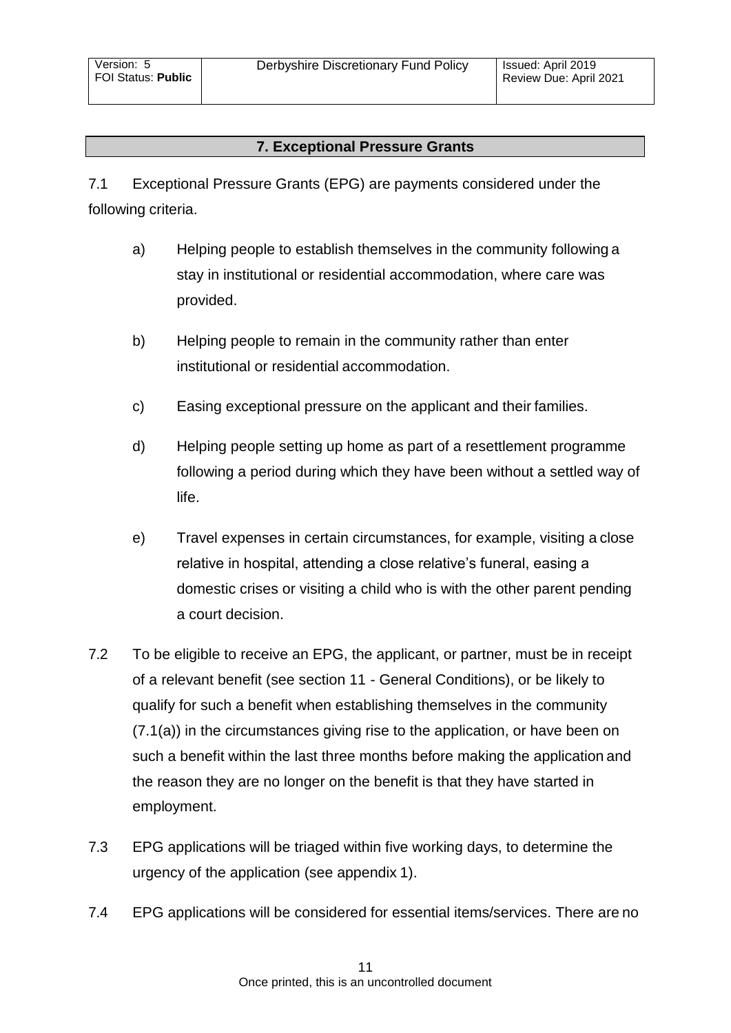## 7. Exceptional Pressure Grants

7.1 Exceptional Pressure Grants (EPG) are payments considered under the following criteria.

a) Helping people to establish themselves in the community following a stay in institutional or residential accommodation, where care was provided.

b) Helping people to remain in the community rather than enter institutional or residential accommodation.

c) Easing exceptional pressure on the applicant and their families.

d) Helping people setting up home as part of a resettlement programme following a period during which they have been without a settled way of life.

e) Travel expenses in certain circumstances, for example, visiting a close relative in hospital, attending a close relative's funeral, easing a domestic crises or visiting a child who is with the other parent pending a court decision.

7.2 To be eligible to receive an EPG, the applicant, or partner, must be in receipt of a relevant benefit (see section 11 - General Conditions), or be likely to qualify for such a benefit when establishing themselves in the community (7.1(a)) in the circumstances giving rise to the application, or have been on such a benefit within the last three months before making the application and the reason they are no longer on the benefit is that they have started in employment.

7.3 EPG applications will be triaged within five working days, to determine the urgency of the application (see appendix 1).

7.4 EPG applications will be considered for essential items/services. There are no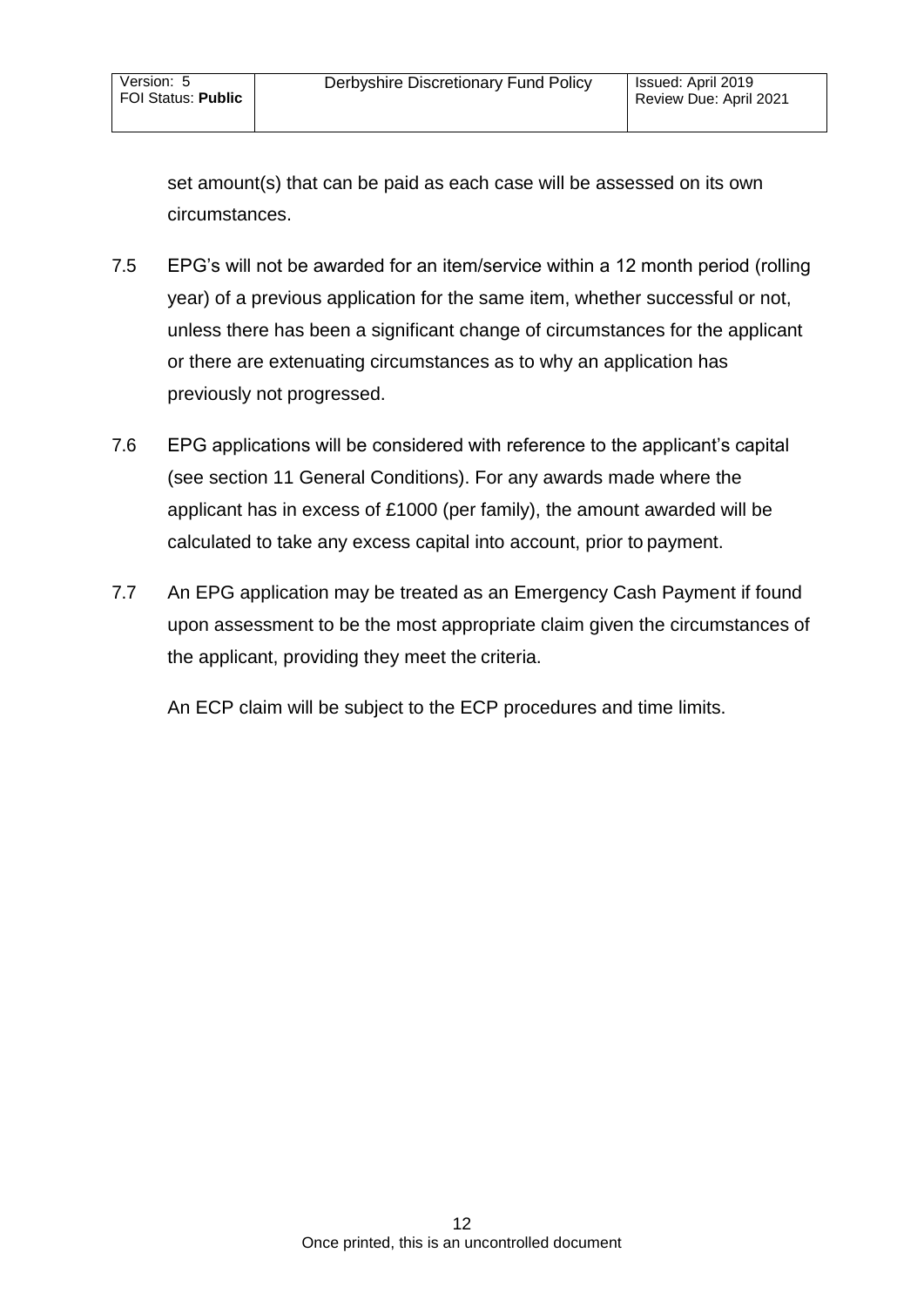set amount(s) that can be paid as each case will be assessed on its own circumstances.

7.5 EPG's will not be awarded for an item/service within a 12 month period (rolling year) of a previous application for the same item, whether successful or not, unless there has been a significant change of circumstances for the applicant or there are extenuating circumstances as to why an application has previously not progressed.

7.6 EPG applications will be considered with reference to the applicant's capital (see section 11 General Conditions). For any awards made where the applicant has in excess of £1000 (per family), the amount awarded will be calculated to take any excess capital into account, prior to payment.

7.7 An EPG application may be treated as an Emergency Cash Payment if found upon assessment to be the most appropriate claim given the circumstances of the applicant, providing they meet the criteria.

An ECP claim will be subject to the ECP procedures and time limits.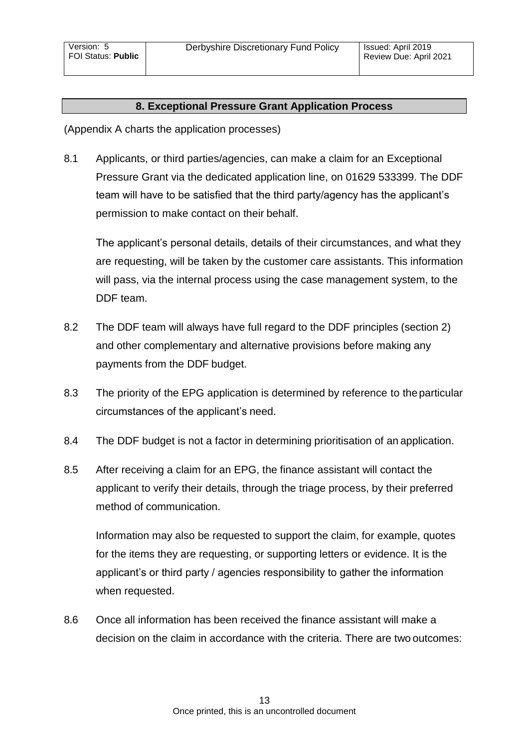## 8. Exceptional Pressure Grant Application Process

(Appendix A charts the application processes)

8.1 Applicants, or third parties/agencies, can make a claim for an Exceptional Pressure Grant via the dedicated application line, on 01629 533399. The DDF team will have to be satisfied that the third party/agency has the applicant's permission to make contact on their behalf.

The applicant's personal details, details of their circumstances, and what they are requesting, will be taken by the customer care assistants. This information will pass, via the internal process using the case management system, to the DDF team.

8.2 The DDF team will always have full regard to the DDF principles (section 2) and other complementary and alternative provisions before making any payments from the DDF budget.

8.3 The priority of the EPG application is determined by reference to the particular circumstances of the applicant's need.

8.4 The DDF budget is not a factor in determining prioritisation of an application.

8.5 After receiving a claim for an EPG, the finance assistant will contact the applicant to verify their details, through the triage process, by their preferred method of communication.

Information may also be requested to support the claim, for example, quotes for the items they are requesting, or supporting letters or evidence. It is the applicant's or third party / agencies responsibility to gather the information when requested.

8.6 Once all information has been received the finance assistant will make a decision on the claim in accordance with the criteria. There are two outcomes: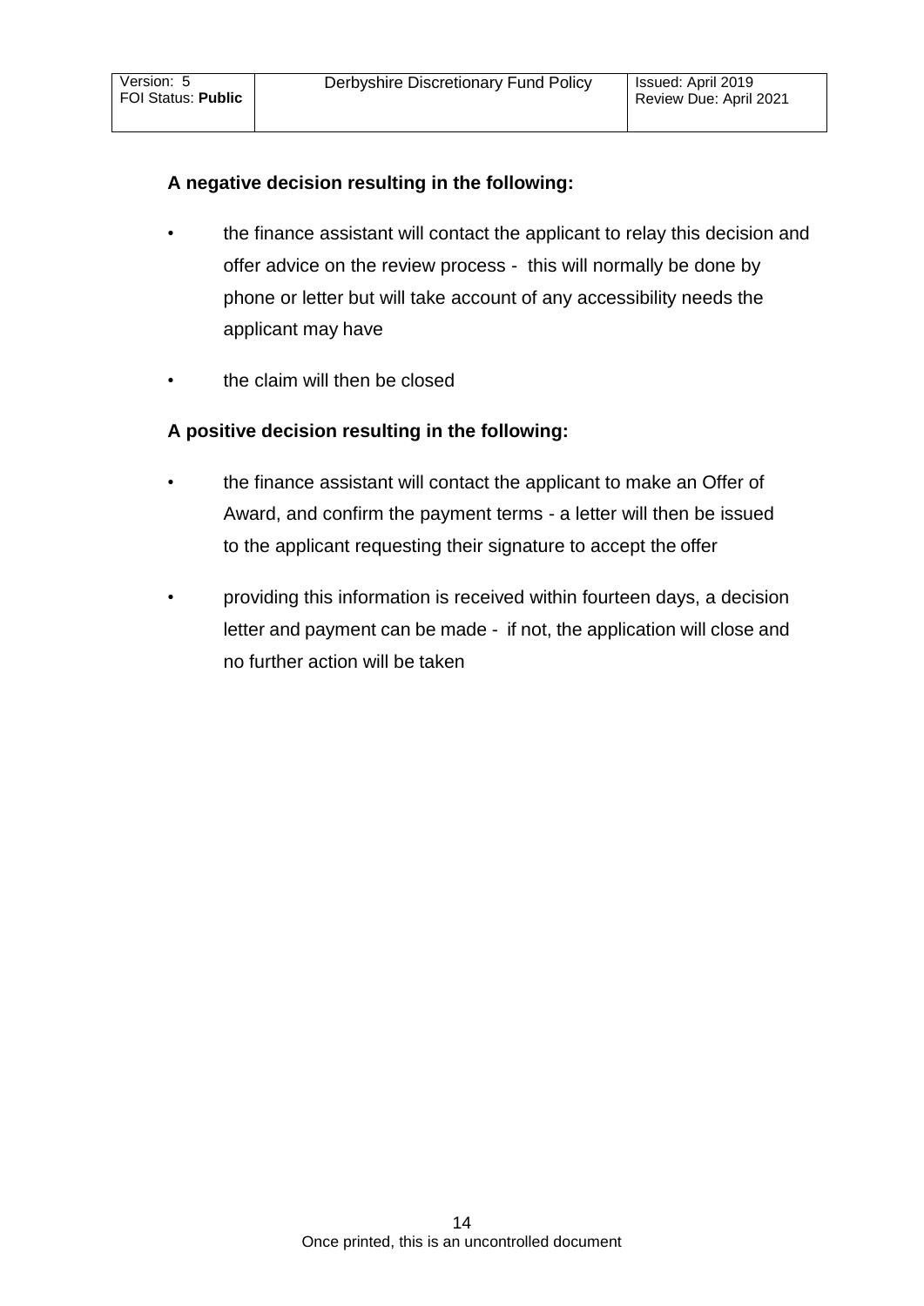**A negative decision resulting in the following:**

- the finance assistant will contact the applicant to relay this decision and offer advice on the review process - this will normally be done by phone or letter but will take account of any accessibility needs the applicant may have
- the claim will then be closed

**A positive decision resulting in the following:**

- the finance assistant will contact the applicant to make an Offer of Award, and confirm the payment terms - a letter will then be issued to the applicant requesting their signature to accept the offer
- providing this information is received within fourteen days, a decision letter and payment can be made - if not, the application will close and no further action will be taken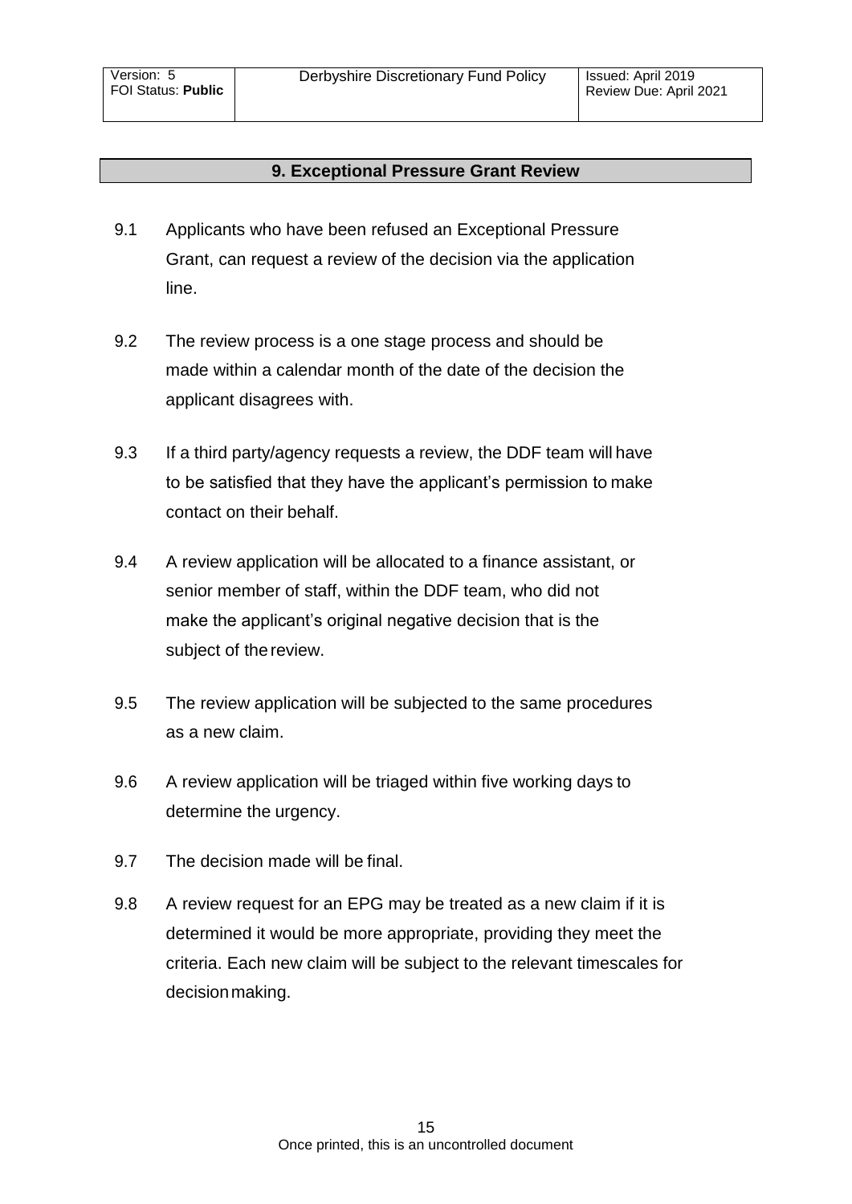## 9. Exceptional Pressure Grant Review

9.1 Applicants who have been refused an Exceptional Pressure Grant, can request a review of the decision via the application line.

9.2 The review process is a one stage process and should be made within a calendar month of the date of the decision the applicant disagrees with.

9.3 If a third party/agency requests a review, the DDF team will have to be satisfied that they have the applicant's permission to make contact on their behalf.

9.4 A review application will be allocated to a finance assistant, or senior member of staff, within the DDF team, who did not make the applicant's original negative decision that is the subject of the review.

9.5 The review application will be subjected to the same procedures as a new claim.

9.6 A review application will be triaged within five working days to determine the urgency.

9.7 The decision made will be final.

9.8 A review request for an EPG may be treated as a new claim if it is determined it would be more appropriate, providing they meet the criteria. Each new claim will be subject to the relevant timescales for decision making.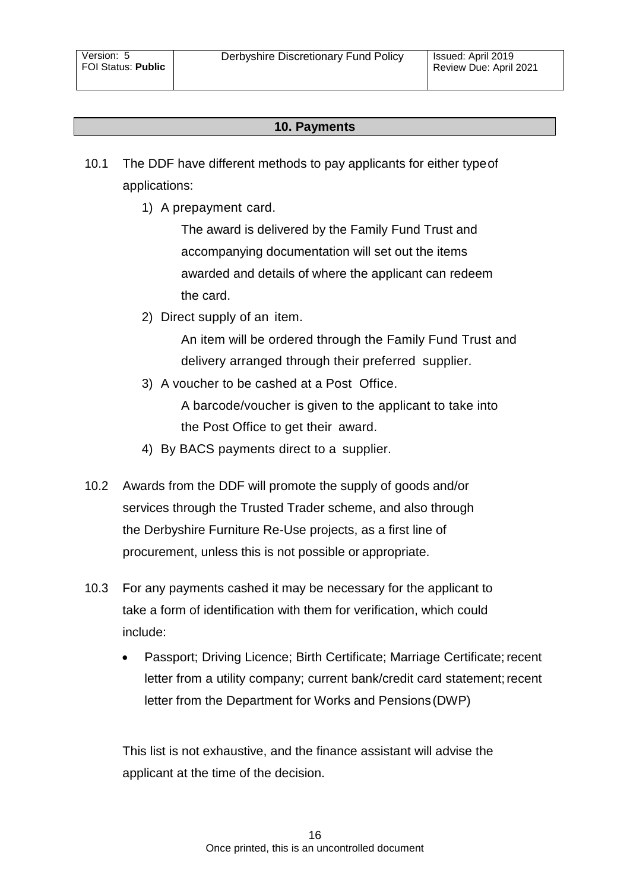## 10. Payments

10.1 The DDF have different methods to pay applicants for either type of applications:

1) A prepayment card.

   The award is delivered by the Family Fund Trust and accompanying documentation will set out the items awarded and details of where the applicant can redeem the card.

2) Direct supply of an item.

   An item will be ordered through the Family Fund Trust and delivery arranged through their preferred supplier.

3) A voucher to be cashed at a Post Office.

   A barcode/voucher is given to the applicant to take into the Post Office to get their award.

4) By BACS payments direct to a supplier.

10.2 Awards from the DDF will promote the supply of goods and/or services through the Trusted Trader scheme, and also through the Derbyshire Furniture Re-Use projects, as a first line of procurement, unless this is not possible or appropriate.

10.3 For any payments cashed it may be necessary for the applicant to take a form of identification with them for verification, which could include:

- Passport; Driving Licence; Birth Certificate; Marriage Certificate; recent letter from a utility company; current bank/credit card statement; recent letter from the Department for Works and Pensions (DWP)

This list is not exhaustive, and the finance assistant will advise the applicant at the time of the decision.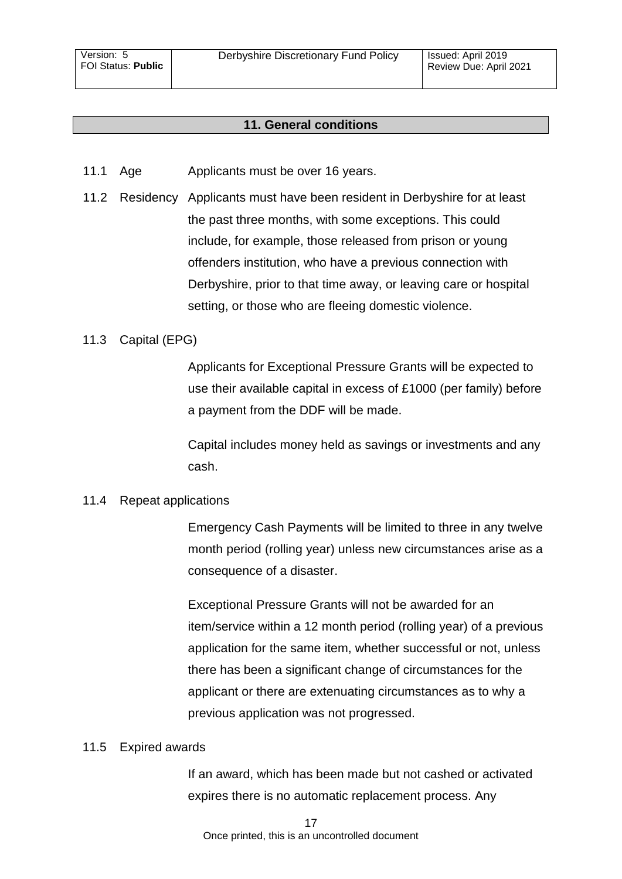## 11. General conditions

11.1 Age — Applicants must be over 16 years.

11.2 Residency — Applicants must have been resident in Derbyshire for at least the past three months, with some exceptions. This could include, for example, those released from prison or young offenders institution, who have a previous connection with Derbyshire, prior to that time away, or leaving care or hospital setting, or those who are fleeing domestic violence.

11.3 Capital (EPG)

Applicants for Exceptional Pressure Grants will be expected to use their available capital in excess of £1000 (per family) before a payment from the DDF will be made.

Capital includes money held as savings or investments and any cash.

11.4 Repeat applications

Emergency Cash Payments will be limited to three in any twelve month period (rolling year) unless new circumstances arise as a consequence of a disaster.

Exceptional Pressure Grants will not be awarded for an item/service within a 12 month period (rolling year) of a previous application for the same item, whether successful or not, unless there has been a significant change of circumstances for the applicant or there are extenuating circumstances as to why a previous application was not progressed.

11.5 Expired awards

If an award, which has been made but not cashed or activated expires there is no automatic replacement process. Any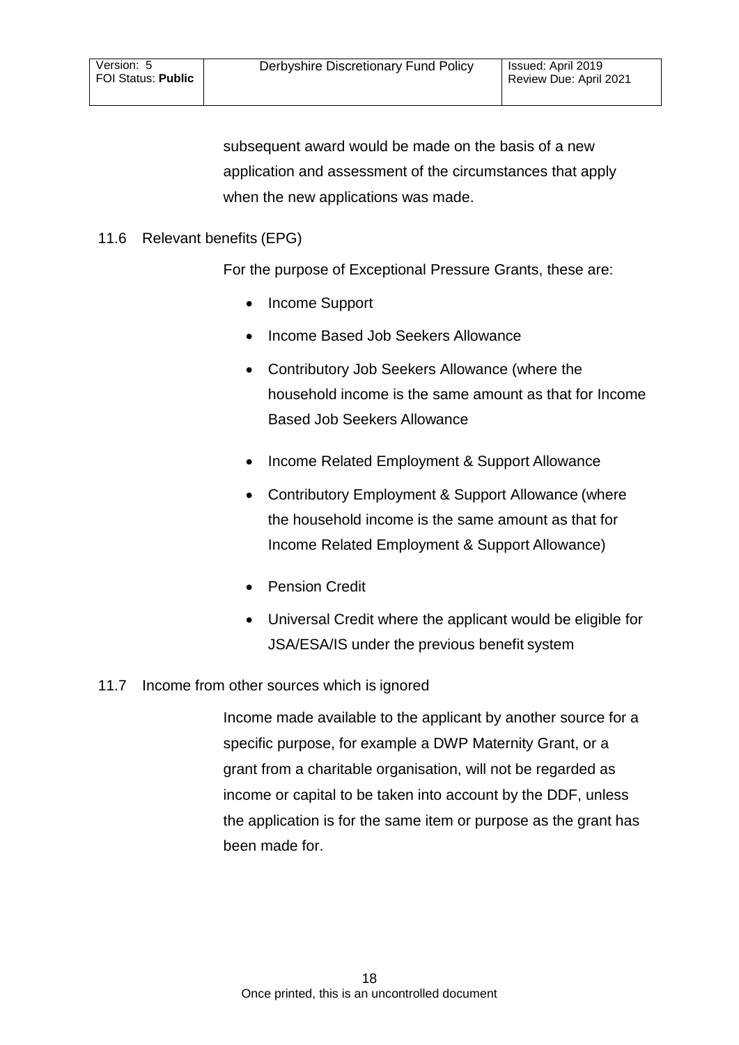subsequent award would be made on the basis of a new application and assessment of the circumstances that apply when the new applications was made.

11.6 Relevant benefits (EPG)

For the purpose of Exceptional Pressure Grants, these are:

- Income Support
- Income Based Job Seekers Allowance
- Contributory Job Seekers Allowance (where the household income is the same amount as that for Income Based Job Seekers Allowance
- Income Related Employment & Support Allowance
- Contributory Employment & Support Allowance (where the household income is the same amount as that for Income Related Employment & Support Allowance)
- Pension Credit
- Universal Credit where the applicant would be eligible for JSA/ESA/IS under the previous benefit system

11.7 Income from other sources which is ignored

Income made available to the applicant by another source for a specific purpose, for example a DWP Maternity Grant, or a grant from a charitable organisation, will not be regarded as income or capital to be taken into account by the DDF, unless the application is for the same item or purpose as the grant has been made for.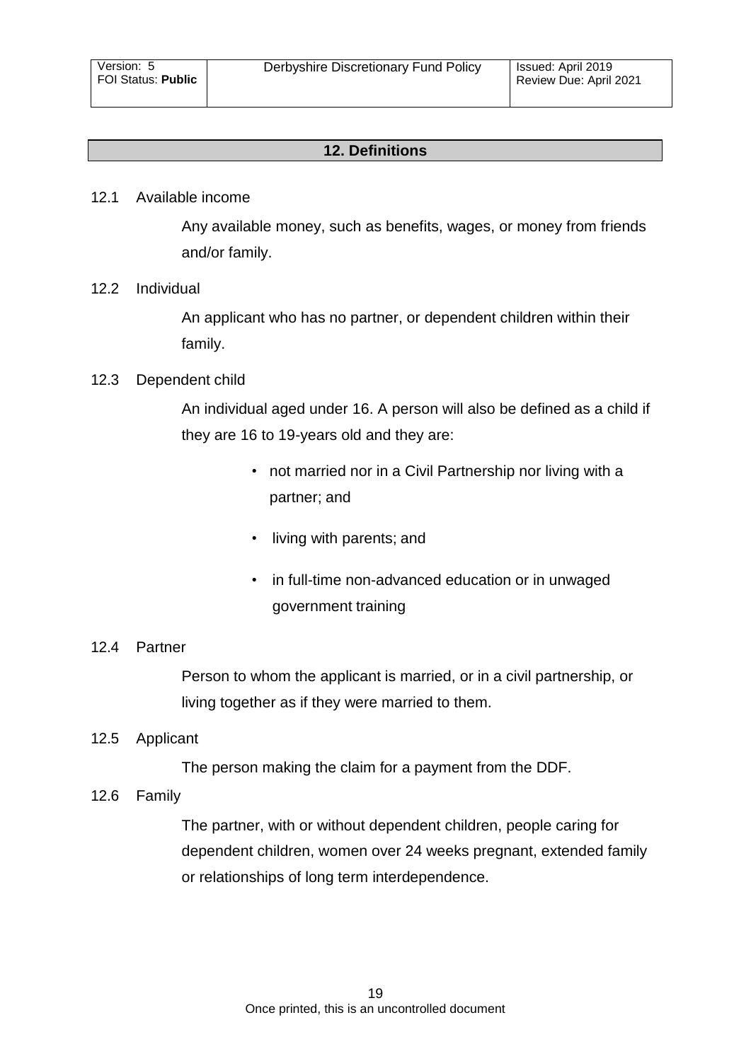## 12. Definitions

12.1 Available income

Any available money, such as benefits, wages, or money from friends and/or family.

12.2 Individual

An applicant who has no partner, or dependent children within their family.

12.3 Dependent child

An individual aged under 16. A person will also be defined as a child if they are 16 to 19-years old and they are:

- not married nor in a Civil Partnership nor living with a partner; and
- living with parents; and
- in full-time non-advanced education or in unwaged government training

12.4 Partner

Person to whom the applicant is married, or in a civil partnership, or living together as if they were married to them.

12.5 Applicant

The person making the claim for a payment from the DDF.

12.6 Family

The partner, with or without dependent children, people caring for dependent children, women over 24 weeks pregnant, extended family or relationships of long term interdependence.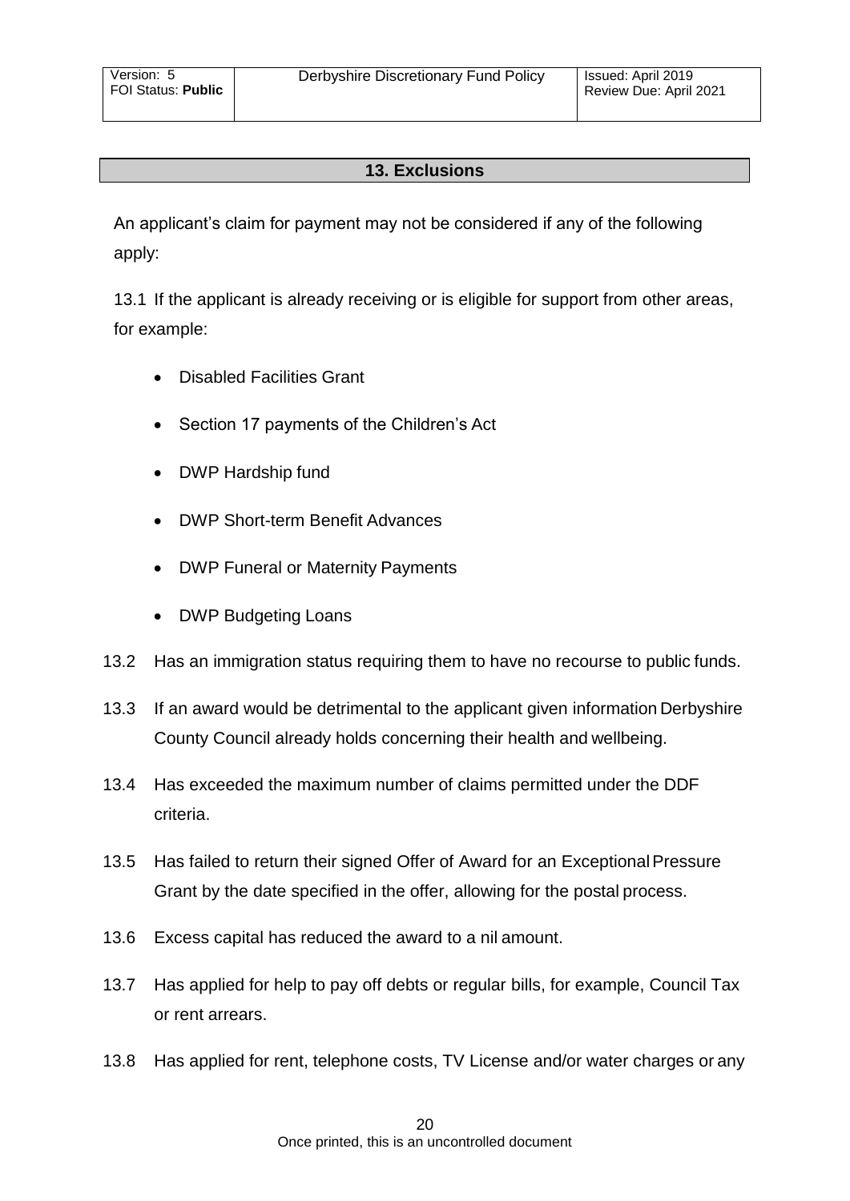## 13. Exclusions

An applicant’s claim for payment may not be considered if any of the following apply:

13.1 If the applicant is already receiving or is eligible for support from other areas, for example:

- Disabled Facilities Grant
- Section 17 payments of the Children’s Act
- DWP Hardship fund
- DWP Short-term Benefit Advances
- DWP Funeral or Maternity Payments
- DWP Budgeting Loans

13.2 Has an immigration status requiring them to have no recourse to public funds.

13.3 If an award would be detrimental to the applicant given information Derbyshire County Council already holds concerning their health and wellbeing.

13.4 Has exceeded the maximum number of claims permitted under the DDF criteria.

13.5 Has failed to return their signed Offer of Award for an Exceptional Pressure Grant by the date specified in the offer, allowing for the postal process.

13.6 Excess capital has reduced the award to a nil amount.

13.7 Has applied for help to pay off debts or regular bills, for example, Council Tax or rent arrears.

13.8 Has applied for rent, telephone costs, TV License and/or water charges or any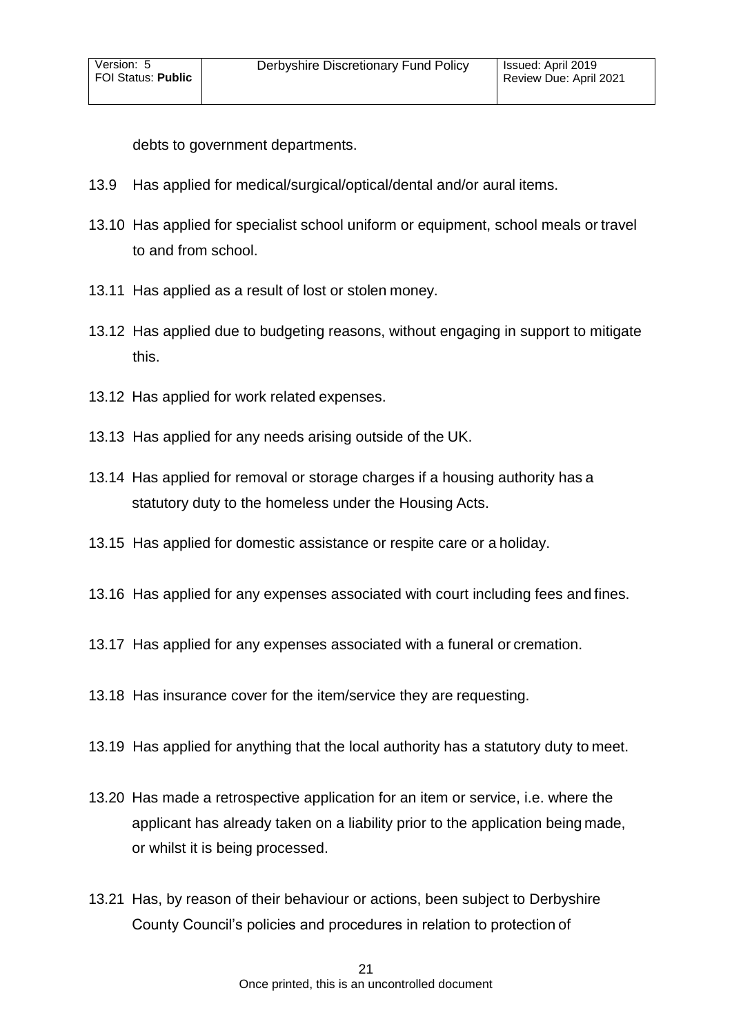debts to government departments.

13.9 Has applied for medical/surgical/optical/dental and/or aural items.

13.10 Has applied for specialist school uniform or equipment, school meals or travel to and from school.

13.11 Has applied as a result of lost or stolen money.

13.12 Has applied due to budgeting reasons, without engaging in support to mitigate this.

13.12 Has applied for work related expenses.

13.13 Has applied for any needs arising outside of the UK.

13.14 Has applied for removal or storage charges if a housing authority has a statutory duty to the homeless under the Housing Acts.

13.15 Has applied for domestic assistance or respite care or a holiday.

13.16 Has applied for any expenses associated with court including fees and fines.

13.17 Has applied for any expenses associated with a funeral or cremation.

13.18 Has insurance cover for the item/service they are requesting.

13.19 Has applied for anything that the local authority has a statutory duty to meet.

13.20 Has made a retrospective application for an item or service, i.e. where the applicant has already taken on a liability prior to the application being made, or whilst it is being processed.

13.21 Has, by reason of their behaviour or actions, been subject to Derbyshire County Council's policies and procedures in relation to protection of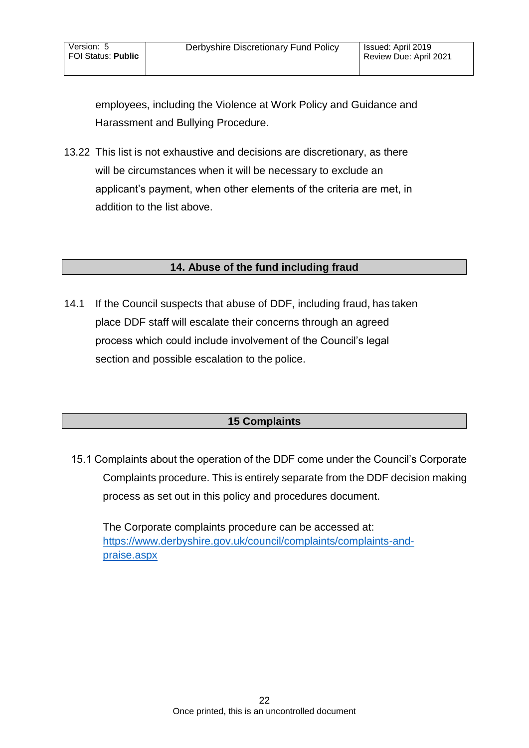employees, including the Violence at Work Policy and Guidance and Harassment and Bullying Procedure.

13.22 This list is not exhaustive and decisions are discretionary, as there will be circumstances when it will be necessary to exclude an applicant's payment, when other elements of the criteria are met, in addition to the list above.

## 14. Abuse of the fund including fraud

14.1 If the Council suspects that abuse of DDF, including fraud, has taken place DDF staff will escalate their concerns through an agreed process which could include involvement of the Council's legal section and possible escalation to the police.

## 15 Complaints

15.1 Complaints about the operation of the DDF come under the Council's Corporate Complaints procedure. This is entirely separate from the DDF decision making process as set out in this policy and procedures document.

The Corporate complaints procedure can be accessed at: [https://www.derbyshire.gov.uk/council/complaints/complaints-and-praise.aspx](https://www.derbyshire.gov.uk/council/complaints/complaints-and-praise.aspx)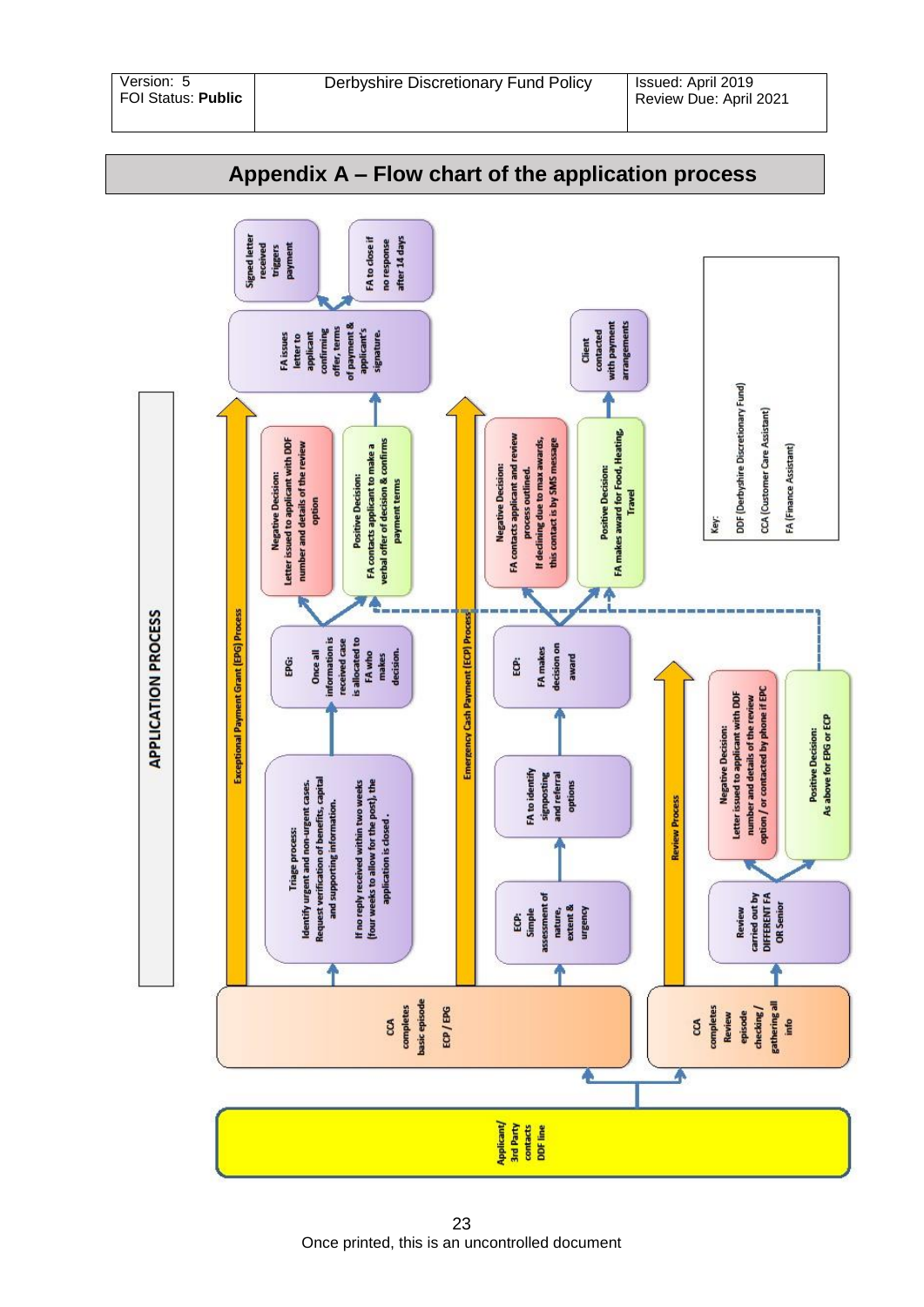# Appendix A – Flow chart of the application process

APPLICATION PROCESS

Applicant/ 3rd Party contacts DDF line

CCA completes basic episode ECP / EPG

CCA completes Review episode checking / gathering all info

Exceptional Payment Grant (EPG) Process

Triage process: Identify urgent and non-urgent cases. Request verification of benefits, capital and supporting information. If no reply received within two weeks (four weeks to allow for the post), the application is closed .

EPG: Once all information is received case is allocated to FA who makes decision.

Negative Decision: Letter issued to applicant with DDF number and details of the review option

Positive Decision: FA contacts applicant to make a verbal offer of decision & confirms payment terms

FA issues letter to applicant confirming offer, terms of payment & applicant's signature.

Signed letter received triggers payment

FA to close if no response after 14 days

Emergency Cash Payment (ECP) Process

ECP: Simple assessment of nature, extent & urgency

FA to identify signposting and referral options

ECP: FA makes decision on award

Negative Decision: FA contacts applicant and review process outlined. If declining due to max awards, this contact is by SMS message

Positive Decision: FA makes award for Food, Heating, Travel

Client contacted with payment arrangements

Review Process

Review carried out by DIFFERENT FA OR Senior

Negative Decision: Letter issued to applicant with DDF number and details of the review option / or contacted by phone if EPC

Positive Decision: As above for EPG or ECP

Key:

DDF (Derbyshire Discretionary Fund)

CCA (Customer Care Assistant)

FA (Finance Assistant)